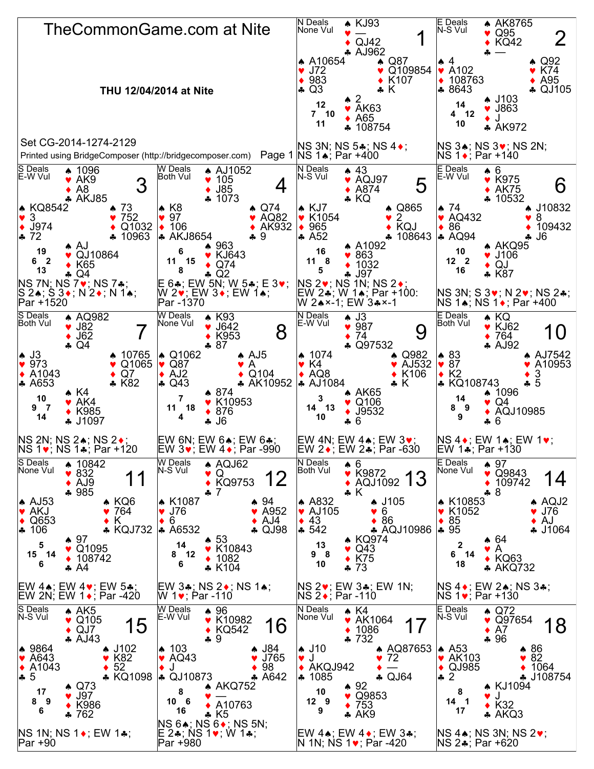# TheCommonGame.com at Nite

**THU 12/04/2014 at Nite**

Set CG-2014-1274-2129

Printed using BridgeComposer (http://bridgecomposer.com)

---

## Board 1
N Deals, None Vul

- North: ♠ KJ93 ♥ — ♦ QJ42 ♣ AJ962
- West: ♠ A10654 ♥ J72 ♦ 983 ♣ Q3
- East: ♠ Q87 ♥ Q109854 ♦ K107 ♣ K
- South: ♠ 2 ♥ AK63 ♦ A65 ♣ 108754

HCP: N 12, W 7, E 10, S 11

NS 3N; NS 5♣; NS 4♦; NS 1♠; Par +400

## Board 2
E Deals, N-S Vul

- North: ♠ AK8765 ♥ Q95 ♦ KQ42 ♣ —
- West: ♠ 4 ♥ A102 ♦ 108763 ♣ 8643
- East: ♠ Q92 ♥ K74 ♦ A95 ♣ QJ105
- South: ♠ J103 ♥ J863 ♦ J ♣ AK972

HCP: N 14, W 4, E 12, S 10

NS 3♠; NS 3♥; NS 2N; NS 1♦; Par +140

## Board 3
S Deals, E-W Vul

- North: ♠ 1096 ♥ AK9 ♦ A8 ♣ AKJ85
- West: ♠ KQ8542 ♥ 3 ♦ J974 ♣ 72
- East: ♠ 73 ♥ 752 ♦ Q1032 ♣ 10963
- South: ♠ AJ ♥ QJ10864 ♦ K65 ♣ Q4

HCP: N 19, W 6, E 2, S 13

NS 7N; NS 7♥; NS 7♣; S 2♠; S 3♦; N 2♦; N 1♠; Par +1520

## Board 4
W Deals, Both Vul

- North: ♠ AJ1052 ♥ 105 ♦ J85 ♣ 1073
- West: ♠ K8 ♥ 97 ♦ 106 ♣ AKJ8654
- East: ♠ Q74 ♥ AQ82 ♦ AK932 ♣ 9
- South: ♠ 963 ♥ KJ643 ♦ Q74 ♣ Q2

HCP: N 6, W 11, E 15, S 8

E 6♣; EW 5N; W 5♣; E 3♥; W 2♥; EW 3♦; EW 1♠; Par -1370

## Board 5
N Deals, N-S Vul

- North: ♠ 43 ♥ AQJ97 ♦ A874 ♣ KQ
- West: ♠ KJ7 ♥ K1054 ♦ 965 ♣ A52
- East: ♠ Q865 ♥ 2 ♦ KQJ ♣ 108643
- South: ♠ A1092 ♥ 863 ♦ 1032 ♣ J97

HCP: N 16, W 11, E 8, S 5

NS 2♥; NS 1N; NS 2♦; EW 2♣; W 1♠; Par +100: W 2♠×-1; EW 3♣×-1

## Board 6
E Deals, E-W Vul

- North: ♠ 6 ♥ K975 ♦ AK75 ♣ 10532
- West: ♠ 74 ♥ AQ432 ♦ 86 ♣ AQ94
- East: ♠ J10832 ♥ 8 ♦ 109432 ♣ J6
- South: ♠ AKQ95 ♥ J106 ♦ QJ ♣ K87

HCP: N 10, W 12, E 2, S 16

NS 3N; S 3♥; N 2♥; NS 2♣; NS 1♠; NS 1♦; Par +400

## Board 7
S Deals, Both Vul

- North: ♠ AQ982 ♥ J82 ♦ J62 ♣ Q4
- West: ♠ J3 ♥ 973 ♦ A1043 ♣ A653
- East: ♠ 10765 ♥ Q1065 ♦ Q7 ♣ K82
- South: ♠ K4 ♥ AK4 ♦ K985 ♣ J1097

HCP: N 10, W 9, E 7, S 14

NS 2N; NS 2♠; NS 2♦; NS 1♥; NS 1♣; Par +120

## Board 8
W Deals, None Vul

- North: ♠ K93 ♥ J642 ♦ K953 ♣ 87
- West: ♠ Q1062 ♥ Q87 ♦ AJ2 ♣ Q43
- East: ♠ AJ5 ♥ A ♦ Q104 ♣ AK10952
- South: ♠ 874 ♥ K10953 ♦ 876 ♣ J6

HCP: N 7, W 11, E 18, S 4

EW 6N; EW 6♠; EW 6♣; EW 3♥; EW 4♦; Par -990

## Board 9
N Deals, E-W Vul

- North: ♠ J3 ♥ 987 ♦ 74 ♣ Q97532
- West: ♠ 1074 ♥ K4 ♦ AQ8 ♣ AJ1084
- East: ♠ Q982 ♥ AJ532 ♦ K106 ♣ K
- South: ♠ AK65 ♥ Q106 ♦ J9532 ♣ 6

HCP: N 3, W 14, E 13, S 10

EW 4N; EW 4♠; EW 3♥; EW 2♦; EW 2♣; Par -630

## Board 10
E Deals, Both Vul

- North: ♠ KQ ♥ KJ62 ♦ 764 ♣ AJ92
- West: ♠ 83 ♥ 87 ♦ K2 ♣ KQ108743
- East: ♠ AJ7542 ♥ A10953 ♦ 3 ♣ 5
- South: ♠ 1096 ♥ Q4 ♦ AQJ10985 ♣ 6

HCP: N 14, W 8, E 9, S 9

NS 4♦; EW 1♠; EW 1♥; EW 1♣; Par +130

## Board 11
S Deals, None Vul

- North: ♠ 10842 ♥ 832 ♦ AJ9 ♣ 985
- West: ♠ AJ53 ♥ AKJ ♦ Q653 ♣ 106
- East: ♠ KQ6 ♥ 764 ♦ K ♣ KQJ732
- South: ♠ 97 ♥ Q1095 ♦ 108742 ♣ A4

HCP: N 5, W 15, E 14, S 6

EW 4♠; EW 4♥; EW 5♣; EW 2N; EW 1♦; Par -420

## Board 12
W Deals, N-S Vul

- North: ♠ AQJ62 ♥ Q ♦ KQ9753 ♣ 7
- West: ♠ K1087 ♥ J76 ♦ 6 ♣ A6532
- East: ♠ 94 ♥ A952 ♦ AJ4 ♣ QJ98
- South: ♠ 53 ♥ K10843 ♦ 1082 ♣ K104

HCP: N 14, W 8, E 12, S 6

EW 3♣; NS 2♦; NS 1♠; W 1♥; Par -110

## Board 13
N Deals, Both Vul

- North: ♠ 6 ♥ K9872 ♦ AQJ1092 ♣ K
- West: ♠ A832 ♥ AJ105 ♦ 43 ♣ 542
- East: ♠ J105 ♥ 6 ♦ 86 ♣ AQJ10986
- South: ♠ KQ974 ♥ Q43 ♦ K75 ♣ 73

HCP: N 13, W 9, E 8, S 10

NS 2♥; EW 3♣; EW 1N; NS 2♦; Par -110

## Board 14
E Deals, None Vul

- North: ♠ 97 ♥ Q9843 ♦ 109742 ♣ 8
- West: ♠ K10853 ♥ K1052 ♦ 85 ♣ 95
- East: ♠ AQJ2 ♥ J76 ♦ AJ ♣ J1064
- South: ♠ 64 ♥ A ♦ KQ63 ♣ AKQ732

HCP: N 2, W 6, E 14, S 18

NS 4♦; EW 2♠; NS 3♣; NS 1♥; Par +130

## Board 15
S Deals, N-S Vul

- North: ♠ AK5 ♥ Q105 ♦ QJ7 ♣ AJ43
- West: ♠ 9864 ♥ A643 ♦ A1043 ♣ 5
- East: ♠ J102 ♥ K82 ♦ 52 ♣ KQ1098
- South: ♠ Q73 ♥ J97 ♦ K986 ♣ 762

HCP: N 17, W 8, E 9, S 6

NS 1N; NS 1♦; EW 1♣; Par +90

## Board 16
W Deals, E-W Vul

- North: ♠ 96 ♥ K10982 ♦ KQ542 ♣ 9
- West: ♠ 103 ♥ AQ43 ♦ J ♣ QJ10873
- East: ♠ J84 ♥ J765 ♦ 98 ♣ A642
- South: ♠ AKQ752 ♥ — ♦ A10763 ♣ K5

HCP: N 8, W 10, E 6, S 16

NS 6♠; NS 6♦; NS 5N; E 2♣; NS 1♥; W 1♣; Par +980

## Board 17
N Deals, None Vul

- North: ♠ K4 ♥ AK1064 ♦ 1086 ♣ 732
- West: ♠ J10 ♥ J ♦ AKQJ942 ♣ 1085
- East: ♠ AQ87653 ♥ 72 ♦ — ♣ QJ64
- South: ♠ 92 ♥ Q9853 ♦ 753 ♣ AK9

HCP: N 10, W 12, E 9, S 9

EW 4♠; EW 4♦; EW 3♣; N 1N; NS 1♥; Par -420

## Board 18
E Deals, N-S Vul

- North: ♠ Q72 ♥ Q97654 ♦ A7 ♣ 96
- West: ♠ A53 ♥ AK103 ♦ QJ985 ♣ 2
- East: ♠ 86 ♥ 82 ♦ 1064 ♣ J108754
- South: ♠ KJ1094 ♥ J ♦ K32 ♣ AKQ3

HCP: N 8, W 14, E 1, S 17

NS 4♠; NS 3N; NS 2♥; NS 2♣; Par +620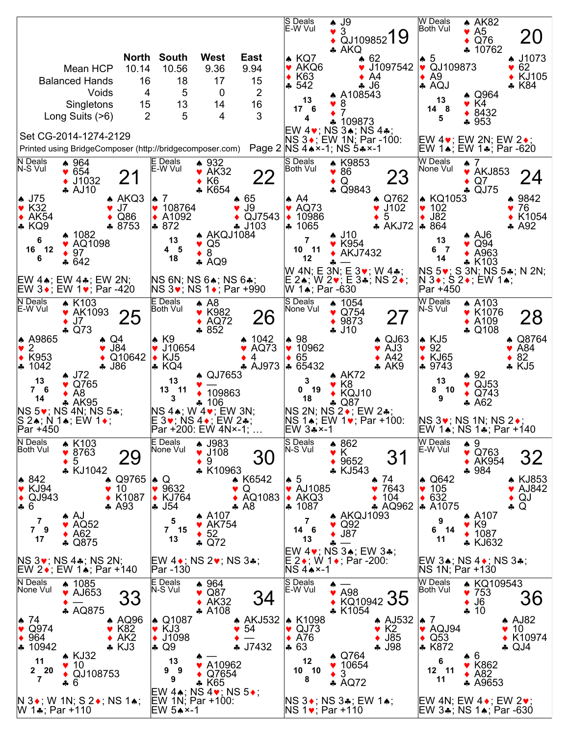| | North | South | West | East |
|---|---|---|---|---|
| Mean HCP | 10.14 | 10.56 | 9.36 | 9.94 |
| Balanced Hands | 16 | 18 | 17 | 15 |
| Voids | 4 | 5 | 0 | 2 |
| Singletons | 15 | 13 | 14 | 16 |
| Long Suits (>6) | 2 | 5 | 4 | 3 |

Set CG-2014-1274-2129

Printed using BridgeComposer (http://bridgecomposer.com)

## Board 19
S Deals, E-W Vul

North: ♠ J9 ♥ 3 ♦ QJ109852 ♣ AKQ

West: ♠ KQ7 ♥ AKQ6 ♦ K63 ♣ 542

East: ♠ 62 ♥ J1097542 ♦ A4 ♣ J6

South: ♠ A108543 ♥ 8 ♦ 7 ♣ 109873

HCP: N 13, E 6, S 4, W 17

EW 4♥; NS 3♠; NS 4♣; NS 3♦; EW 1N; Par -100: NS 4♠×-1; NS 5♣×-1

## Board 20
W Deals, Both Vul

North: ♠ AK82 ♥ A5 ♦ Q76 ♣ 10762

West: ♠ 5 ♥ QJ109873 ♦ A9 ♣ AQJ

East: ♠ J1073 ♥ 62 ♦ KJ105 ♣ K84

South: ♠ Q964 ♥ K4 ♦ 8432 ♣ 953

HCP: N 13, E 8, S 5, W 14

EW 4♥; EW 2N; EW 2♦; EW 1♠; EW 1♣; Par -620

## Board 21
N Deals, N-S Vul

North: ♠ 964 ♥ 654 ♦ J1032 ♣ AJ10

West: ♠ J75 ♥ K32 ♦ AK54 ♣ KQ9

East: ♠ AKQ3 ♥ J7 ♦ Q86 ♣ 8753

South: ♠ 1082 ♥ AQ1098 ♦ 97 ♣ 642

HCP: N 6, E 12, S 6, W 16

EW 4♠; EW 4♣; EW 2N; EW 3♦; EW 1♥; Par -420

## Board 22
E Deals, E-W Vul

North: ♠ 932 ♥ AK32 ♦ K6 ♣ K654

West: ♠ 7 ♥ 108764 ♦ A1092 ♣ 872

East: ♠ 65 ♥ J9 ♦ QJ7543 ♣ J103

South: ♠ AKQJ1084 ♥ Q5 ♦ 8 ♣ AQ9

HCP: N 13, E 5, S 18, W 4

NS 6N; NS 6♠; NS 6♣; NS 3♥; NS 1♦; Par +990

## Board 23
S Deals, Both Vul

North: ♠ K9853 ♥ 86 ♦ Q ♣ Q9843

West: ♠ A4 ♥ AQ73 ♦ 10986 ♣ 1065

East: ♠ Q762 ♥ J102 ♦ 5 ♣ AKJ72

South: ♠ J10 ♥ K954 ♦ AKJ7432 ♣ —

HCP: N 7, E 11, S 12, W 10

W 4N; E 3N; E 3♥; W 4♣; E 2♠; W 2♥; E 3♣; NS 2♦; W 1♠; Par -630

## Board 24
W Deals, None Vul

North: ♠ 7 ♥ AKJ853 ♦ Q7 ♣ QJ75

West: ♠ KQ1053 ♥ 102 ♦ J82 ♣ 864

East: ♠ 9842 ♥ 76 ♦ K1054 ♣ A92

South: ♠ AJ6 ♥ Q94 ♦ A963 ♣ K103

HCP: N 13, E 7, S 14, W 6

NS 5♥; S 3N; NS 5♣; N 2N; N 3♦; S 2♦; EW 1♠; Par +450

## Board 25
N Deals, E-W Vul

North: ♠ K103 ♥ AK1093 ♦ J7 ♣ Q73

West: ♠ A9865 ♥ 2 ♦ K953 ♣ 1042

East: ♠ Q4 ♥ J84 ♦ Q10642 ♣ J86

South: ♠ J72 ♥ Q765 ♦ A8 ♣ AK95

HCP: N 13, E 6, S 14, W 7

NS 5♥; NS 4N; NS 5♣; S 2♠; N 1♠; EW 1♦; Par +450

## Board 26
E Deals, Both Vul

North: ♠ A8 ♥ K982 ♦ AQ72 ♣ 852

West: ♠ K9 ♥ J10654 ♦ KJ5 ♣ KQ4

East: ♠ 1042 ♥ AQ73 ♦ 4 ♣ AJ973

South: ♠ QJ7653 ♥ — ♦ 109863 ♣ 106

HCP: N 13, E 11, S 3, W 13

NS 4♠; W 4♥; EW 3N; E 3♥; NS 4♦; EW 2♣; Par +200: EW 4N×-1; …

## Board 27
S Deals, None Vul

North: ♠ 1054 ♥ Q754 ♦ 9873 ♣ J10

West: ♠ 98 ♥ 10962 ♦ 65 ♣ 65432

East: ♠ QJ63 ♥ AJ3 ♦ A42 ♣ AK9

South: ♠ AK72 ♥ K8 ♦ KQJ10 ♣ Q87

HCP: N 3, E 19, S 18, W 0

NS 2N; NS 2♦; EW 2♣; NS 1♠; EW 1♥; Par +100: EW 3♣×-1

## Board 28
W Deals, N-S Vul

North: ♠ A103 ♥ K1076 ♦ A109 ♣ Q108

West: ♠ KJ5 ♥ 92 ♦ KJ65 ♣ 9743

East: ♠ Q8764 ♥ A84 ♦ 82 ♣ KJ5

South: ♠ 92 ♥ QJ53 ♦ Q743 ♣ A62

HCP: N 13, E 10, S 9, W 8

NS 3♥; NS 1N; NS 2♦; EW 1♠; NS 1♣; Par +140

## Board 29
N Deals, Both Vul

North: ♠ K103 ♥ 8763 ♦ 5 ♣ KJ1042

West: ♠ 842 ♥ KJ94 ♦ QJ943 ♣ 6

East: ♠ Q9765 ♥ 10 ♦ K1087 ♣ A93

South: ♠ AJ ♥ AQ52 ♦ A62 ♣ Q875

HCP: N 7, E 9, S 17, W 7

NS 3♥; NS 4♣; NS 2N; EW 2♦; EW 1♠; Par +140

## Board 30
E Deals, None Vul

North: ♠ J983 ♥ J108 ♦ 9 ♣ K10963

West: ♠ Q ♥ 9632 ♦ KJ764 ♣ J54

East: ♠ K6542 ♥ Q ♦ AQ1083 ♣ A8

South: ♠ A107 ♥ AK754 ♦ 52 ♣ Q72

HCP: N 5, E 15, S 13, W 7

EW 4♦; NS 2♥; NS 3♣; Par -130

## Board 31
S Deals, N-S Vul

North: ♠ 862 ♥ K ♦ 9652 ♣ KJ543

West: ♠ 5 ♥ AJ1085 ♦ AKQ3 ♣ 1087

East: ♠ 74 ♥ 7643 ♦ 104 ♣ AQ962

South: ♠ AKQJ1093 ♥ Q92 ♦ J87 ♣ —

HCP: N 7, E 6, S 13, W 14

EW 4♥; NS 3♠; EW 3♣; E 2♦; W 1♦; Par -200: NS 4♠×-1

## Board 32
W Deals, E-W Vul

North: ♠ 9 ♥ Q763 ♦ AK954 ♣ 984

West: ♠ Q642 ♥ 105 ♦ 632 ♣ A1075

East: ♠ KJ853 ♥ AJ842 ♦ QJ ♣ Q

South: ♠ A107 ♥ K9 ♦ 1087 ♣ KJ632

HCP: N 9, E 14, S 11, W 6

EW 3♠; NS 4♦; NS 3♣; NS 1N; Par +130

## Board 33
N Deals, None Vul

North: ♠ 1085 ♥ AJ653 ♦ — ♣ AQ875

West: ♠ 74 ♥ Q974 ♦ 964 ♣ 10942

East: ♠ AQ96 ♥ K82 ♦ AK2 ♣ KJ3

South: ♠ KJ32 ♥ 10 ♦ QJ108753 ♣ 6

HCP: N 11, E 20, S 7, W 2

N 3♦; W 1N; S 2♦; NS 1♠; W 1♣; Par +110

## Board 34
E Deals, N-S Vul

North: ♠ 964 ♥ Q87 ♦ AK32 ♣ A108

West: ♠ Q1087 ♥ KJ3 ♦ J1098 ♣ Q9

East: ♠ AKJ532 ♥ 54 ♦ — ♣ J7432

South: ♠ — ♥ A10962 ♦ Q7654 ♣ K65

HCP: N 13, E 9, S 9, W 9

EW 4♠; NS 4♥; NS 5♦; EW 1N; Par +100: EW 5♠×-1

## Board 35
S Deals, E-W Vul

North: ♠ — ♥ A98 ♦ KQ10942 ♣ K1054

West: ♠ K1098 ♥ QJ73 ♦ A76 ♣ 63

East: ♠ AJ532 ♥ K2 ♦ J85 ♣ J98

South: ♠ Q764 ♥ 10654 ♦ 3 ♣ AQ72

HCP: N 12, E 10, S 8, W 10

NS 3♦; NS 3♣; EW 1♠; NS 1♥; Par +110

## Board 36
W Deals, Both Vul

North: ♠ KQ109543 ♥ 753 ♦ J6 ♣ 10

West: ♠ 7 ♥ AQJ94 ♦ Q53 ♣ K872

East: ♠ AJ82 ♥ 10 ♦ K10974 ♣ QJ4

South: ♠ 6 ♥ K862 ♦ A82 ♣ A9653

HCP: N 6, E 11, S 11, W 12

EW 4N; EW 4♦; EW 2♥; EW 3♣; NS 1♠; Par -630